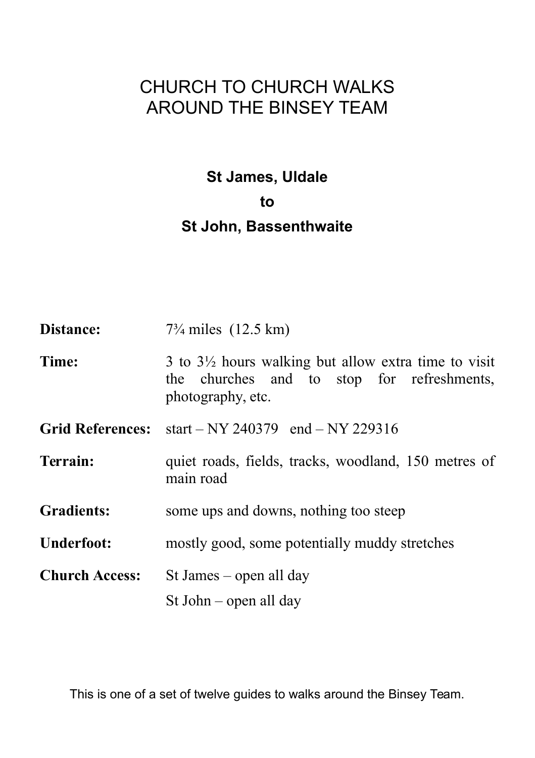# CHURCH TO CHURCH WALKS AROUND THE BINSEY TEAM

## St James, Uldale
## to
## St John, Bassenthwaite

**Distance:** 7¾ miles (12.5 km)

**Time:** 3 to 3½ hours walking but allow extra time to visit the churches and to stop for refreshments, photography, etc.

**Grid References:** start – NY 240379 end – NY 229316

**Terrain:** quiet roads, fields, tracks, woodland, 150 metres of main road

**Gradients:** some ups and downs, nothing too steep

**Underfoot:** mostly good, some potentially muddy stretches

**Church Access:** St James – open all day

St John – open all day

This is one of a set of twelve guides to walks around the Binsey Team.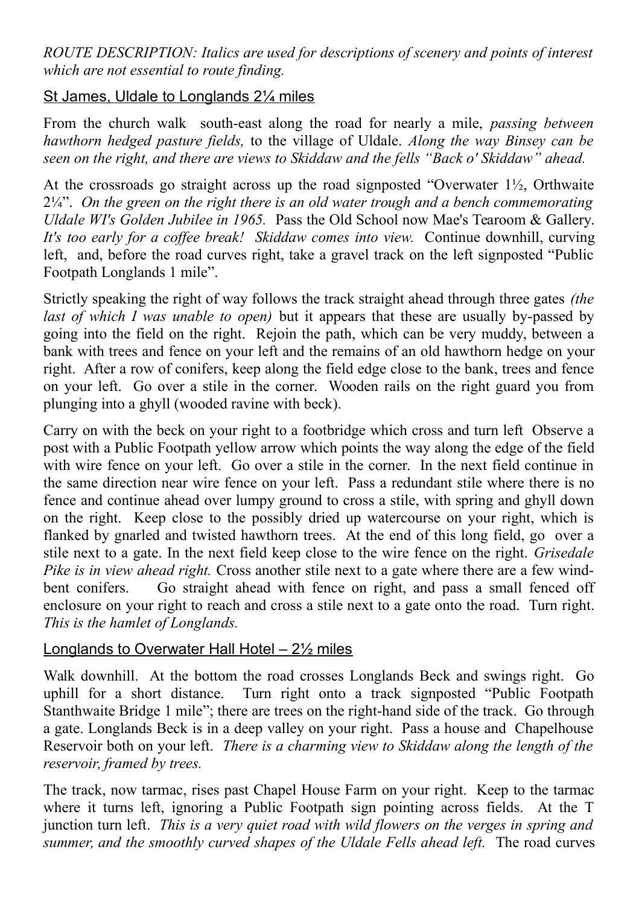*ROUTE DESCRIPTION: Italics are used for descriptions of scenery and points of interest which are not essential to route finding.*

## St James, Uldale to Longlands 2¼ miles

From the church walk south-east along the road for nearly a mile, *passing between hawthorn hedged pasture fields,* to the village of Uldale. *Along the way Binsey can be seen on the right, and there are views to Skiddaw and the fells "Back o' Skiddaw" ahead.*

At the crossroads go straight across up the road signposted "Overwater 1½, Orthwaite 2¼". *On the green on the right there is an old water trough and a bench commemorating Uldale WI's Golden Jubilee in 1965.* Pass the Old School now Mae's Tearoom & Gallery. *It's too early for a coffee break! Skiddaw comes into view.* Continue downhill, curving left, and, before the road curves right, take a gravel track on the left signposted "Public Footpath Longlands 1 mile".

Strictly speaking the right of way follows the track straight ahead through three gates *(the last of which I was unable to open)* but it appears that these are usually by-passed by going into the field on the right. Rejoin the path, which can be very muddy, between a bank with trees and fence on your left and the remains of an old hawthorn hedge on your right. After a row of conifers, keep along the field edge close to the bank, trees and fence on your left. Go over a stile in the corner. Wooden rails on the right guard you from plunging into a ghyll (wooded ravine with beck).

Carry on with the beck on your right to a footbridge which cross and turn left Observe a post with a Public Footpath yellow arrow which points the way along the edge of the field with wire fence on your left. Go over a stile in the corner. In the next field continue in the same direction near wire fence on your left. Pass a redundant stile where there is no fence and continue ahead over lumpy ground to cross a stile, with spring and ghyll down on the right. Keep close to the possibly dried up watercourse on your right, which is flanked by gnarled and twisted hawthorn trees. At the end of this long field, go over a stile next to a gate. In the next field keep close to the wire fence on the right. *Grisedale Pike is in view ahead right.* Cross another stile next to a gate where there are a few wind-bent conifers. Go straight ahead with fence on right, and pass a small fenced off enclosure on your right to reach and cross a stile next to a gate onto the road. Turn right. *This is the hamlet of Longlands.*

## Longlands to Overwater Hall Hotel – 2½ miles

Walk downhill. At the bottom the road crosses Longlands Beck and swings right. Go uphill for a short distance. Turn right onto a track signposted "Public Footpath Stanthwaite Bridge 1 mile"; there are trees on the right-hand side of the track. Go through a gate. Longlands Beck is in a deep valley on your right. Pass a house and Chapelhouse Reservoir both on your left. *There is a charming view to Skiddaw along the length of the reservoir, framed by trees.*

The track, now tarmac, rises past Chapel House Farm on your right. Keep to the tarmac where it turns left, ignoring a Public Footpath sign pointing across fields. At the T junction turn left. *This is a very quiet road with wild flowers on the verges in spring and summer, and the smoothly curved shapes of the Uldale Fells ahead left.* The road curves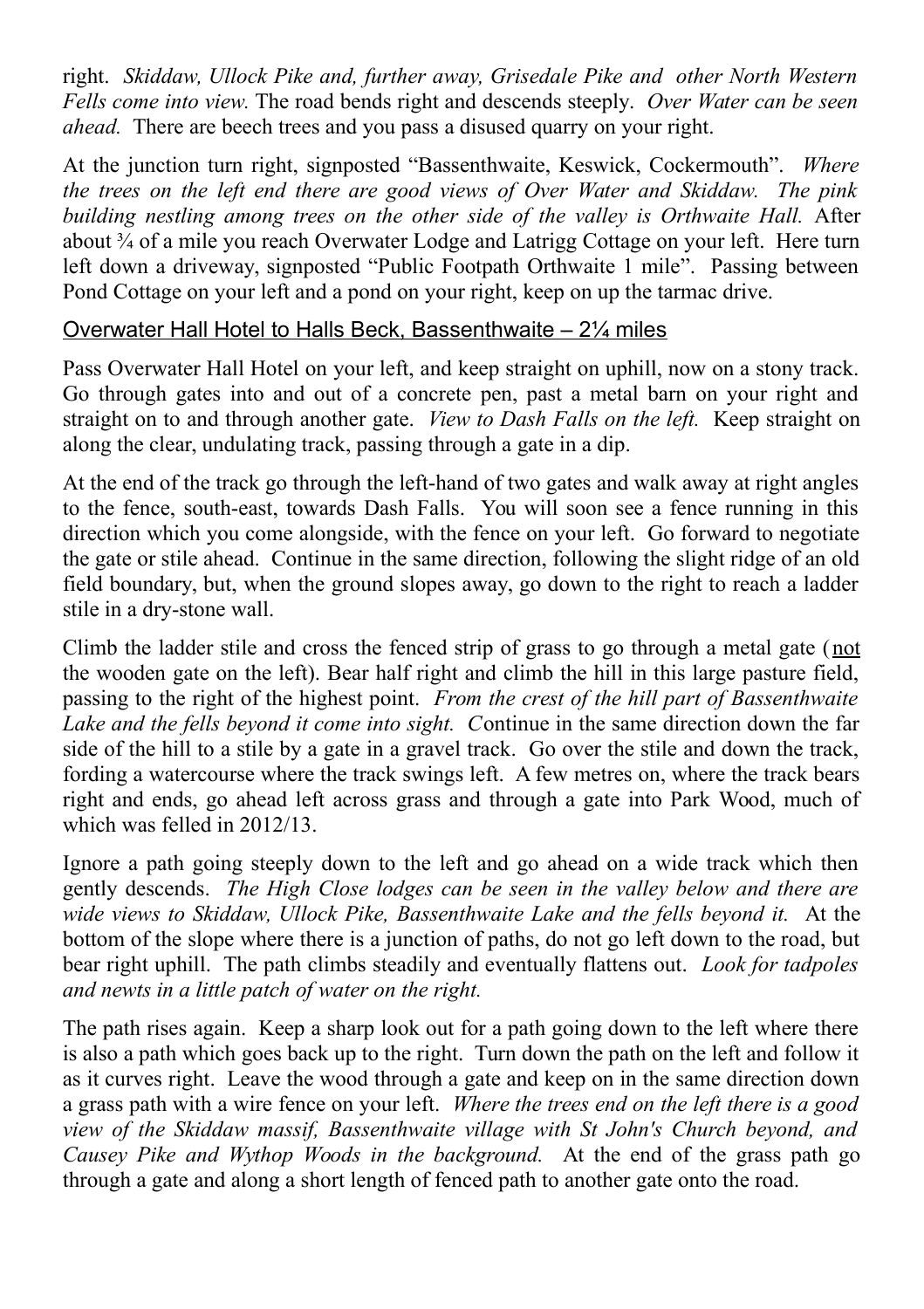right. *Skiddaw, Ullock Pike and, further away, Grisedale Pike and other North Western Fells come into view.* The road bends right and descends steeply. *Over Water can be seen ahead.* There are beech trees and you pass a disused quarry on your right.

At the junction turn right, signposted "Bassenthwaite, Keswick, Cockermouth". *Where the trees on the left end there are good views of Over Water and Skiddaw. The pink building nestling among trees on the other side of the valley is Orthwaite Hall.* After about ¾ of a mile you reach Overwater Lodge and Latrigg Cottage on your left. Here turn left down a driveway, signposted "Public Footpath Orthwaite 1 mile". Passing between Pond Cottage on your left and a pond on your right, keep on up the tarmac drive.

## Overwater Hall Hotel to Halls Beck, Bassenthwaite – 2¼ miles

Pass Overwater Hall Hotel on your left, and keep straight on uphill, now on a stony track. Go through gates into and out of a concrete pen, past a metal barn on your right and straight on to and through another gate. *View to Dash Falls on the left.* Keep straight on along the clear, undulating track, passing through a gate in a dip.

At the end of the track go through the left-hand of two gates and walk away at right angles to the fence, south-east, towards Dash Falls. You will soon see a fence running in this direction which you come alongside, with the fence on your left. Go forward to negotiate the gate or stile ahead. Continue in the same direction, following the slight ridge of an old field boundary, but, when the ground slopes away, go down to the right to reach a ladder stile in a dry-stone wall.

Climb the ladder stile and cross the fenced strip of grass to go through a metal gate (<u>not</u> the wooden gate on the left). Bear half right and climb the hill in this large pasture field, passing to the right of the highest point. *From the crest of the hill part of Bassenthwaite Lake and the fells beyond it come into sight.* Continue in the same direction down the far side of the hill to a stile by a gate in a gravel track. Go over the stile and down the track, fording a watercourse where the track swings left. A few metres on, where the track bears right and ends, go ahead left across grass and through a gate into Park Wood, much of which was felled in 2012/13.

Ignore a path going steeply down to the left and go ahead on a wide track which then gently descends. *The High Close lodges can be seen in the valley below and there are wide views to Skiddaw, Ullock Pike, Bassenthwaite Lake and the fells beyond it.* At the bottom of the slope where there is a junction of paths, do not go left down to the road, but bear right uphill. The path climbs steadily and eventually flattens out. *Look for tadpoles and newts in a little patch of water on the right.*

The path rises again. Keep a sharp look out for a path going down to the left where there is also a path which goes back up to the right. Turn down the path on the left and follow it as it curves right. Leave the wood through a gate and keep on in the same direction down a grass path with a wire fence on your left. *Where the trees end on the left there is a good view of the Skiddaw massif, Bassenthwaite village with St John's Church beyond, and Causey Pike and Wythop Woods in the background.* At the end of the grass path go through a gate and along a short length of fenced path to another gate onto the road.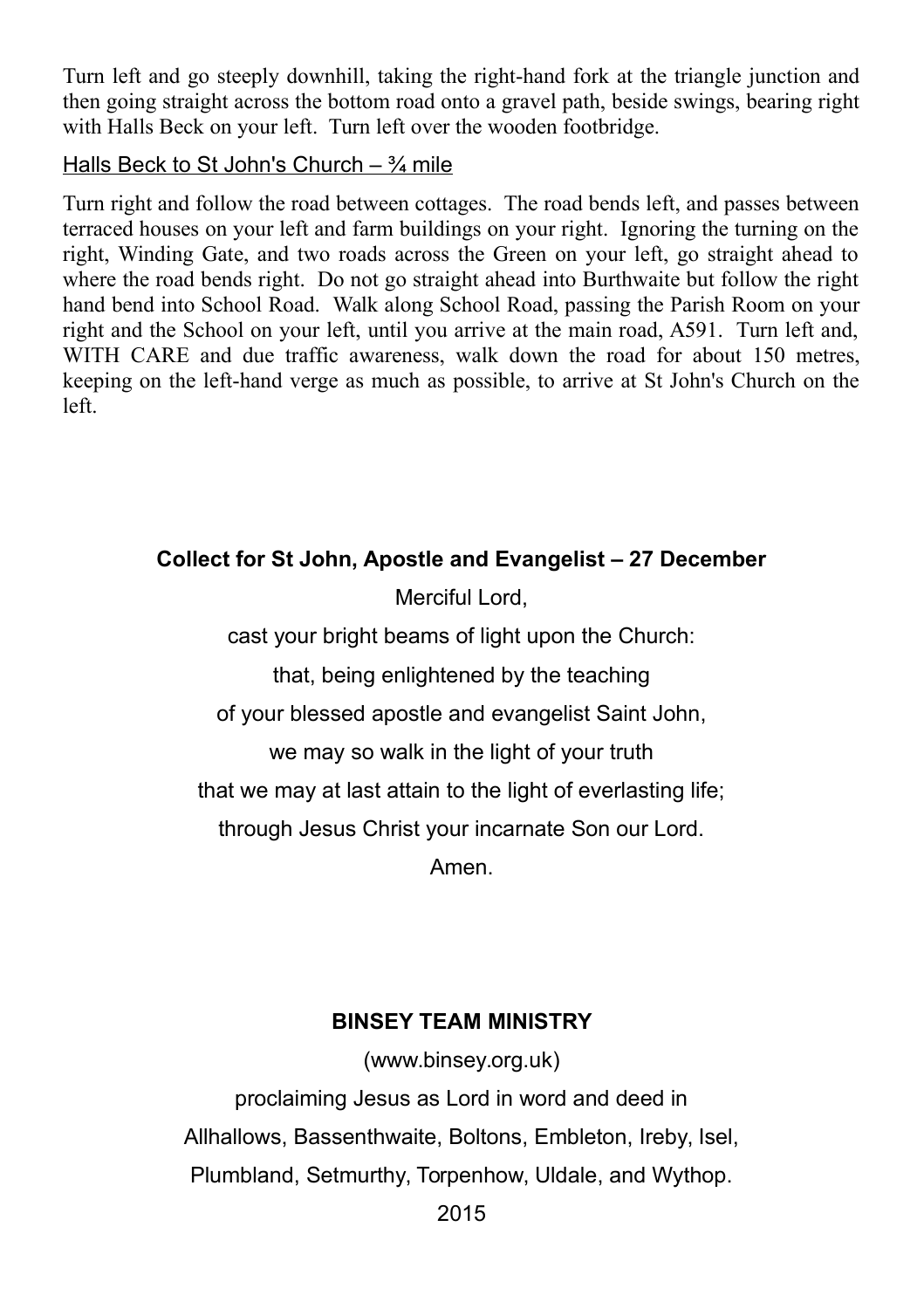Turn left and go steeply downhill, taking the right-hand fork at the triangle junction and then going straight across the bottom road onto a gravel path, beside swings, bearing right with Halls Beck on your left. Turn left over the wooden footbridge.

Halls Beck to St John's Church – ¾ mile

Turn right and follow the road between cottages. The road bends left, and passes between terraced houses on your left and farm buildings on your right. Ignoring the turning on the right, Winding Gate, and two roads across the Green on your left, go straight ahead to where the road bends right. Do not go straight ahead into Burthwaite but follow the right hand bend into School Road. Walk along School Road, passing the Parish Room on your right and the School on your left, until you arrive at the main road, A591. Turn left and, WITH CARE and due traffic awareness, walk down the road for about 150 metres, keeping on the left-hand verge as much as possible, to arrive at St John's Church on the left.

**Collect for St John, Apostle and Evangelist – 27 December**

Merciful Lord,
cast your bright beams of light upon the Church:
that, being enlightened by the teaching
of your blessed apostle and evangelist Saint John,
we may so walk in the light of your truth
that we may at last attain to the light of everlasting life;
through Jesus Christ your incarnate Son our Lord.
Amen.

**BINSEY TEAM MINISTRY**

(www.binsey.org.uk)

proclaiming Jesus as Lord in word and deed in
Allhallows, Bassenthwaite, Boltons, Embleton, Ireby, Isel,
Plumbland, Setmurthy, Torpenhow, Uldale, and Wythop.

2015